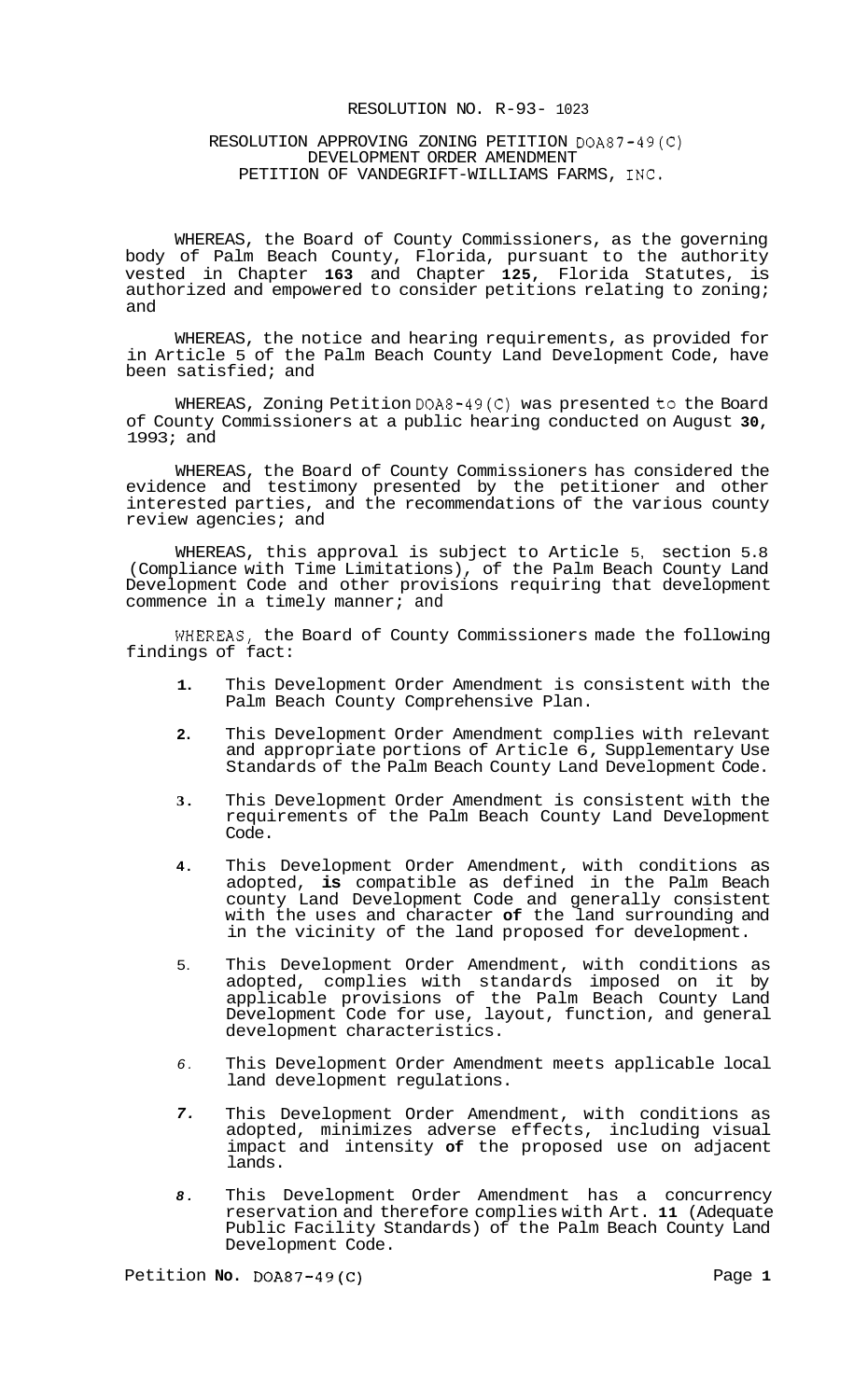RESOLUTION NO. R-93- 1023

RESOLUTION APPROVING ZONING PETITION DOA87-49(C)
DEVELOPMENT ORDER AMENDMENT
PETITION OF VANDEGRIFT-WILLIAMS FARMS, INC.

WHEREAS, the Board of County Commissioners, as the governing body of Palm Beach County, Florida, pursuant to the authority vested in Chapter **163** and Chapter **125**, Florida Statutes, is authorized and empowered to consider petitions relating to zoning; and

WHEREAS, the notice and hearing requirements, as provided for in Article 5 of the Palm Beach County Land Development Code, have been satisfied; and

WHEREAS, Zoning Petition DOA8-49(C) was presented to the Board of County Commissioners at a public hearing conducted on August **30**, 1993; and

WHEREAS, the Board of County Commissioners has considered the evidence and testimony presented by the petitioner and other interested parties, and the recommendations of the various county review agencies; and

WHEREAS, this approval is subject to Article 5, section 5.8 (Compliance with Time Limitations), of the Palm Beach County Land Development Code and other provisions requiring that development commence in a timely manner; and

WHEREAS, the Board of County Commissioners made the following findings of fact:

1. This Development Order Amendment is consistent with the Palm Beach County Comprehensive Plan.
2. This Development Order Amendment complies with relevant and appropriate portions of Article 6, Supplementary Use Standards of the Palm Beach County Land Development Code.
3. This Development Order Amendment is consistent with the requirements of the Palm Beach County Land Development Code.
4. This Development Order Amendment, with conditions as adopted, **is** compatible as defined in the Palm Beach county Land Development Code and generally consistent with the uses and character **of** the land surrounding and in the vicinity of the land proposed for development.
5. This Development Order Amendment, with conditions as adopted, complies with standards imposed on it by applicable provisions of the Palm Beach County Land Development Code for use, layout, function, and general development characteristics.
6. This Development Order Amendment meets applicable local land development regulations.
7. This Development Order Amendment, with conditions as adopted, minimizes adverse effects, including visual impact and intensity **of** the proposed use on adjacent lands.
8. This Development Order Amendment has a concurrency reservation and therefore complies with Art. **11** (Adequate Public Facility Standards) of the Palm Beach County Land Development Code.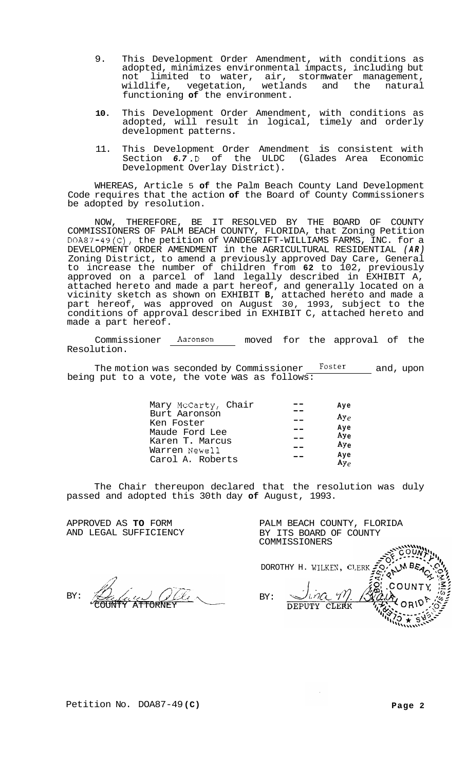9. This Development Order Amendment, with conditions as adopted, minimizes environmental impacts, including but not limited to water, air, stormwater management, wildlife, vegetation, wetlands and the natural functioning of the environment.

10. This Development Order Amendment, with conditions as adopted, will result in logical, timely and orderly development patterns.

11. This Development Order Amendment is consistent with Section 6.7.D of the ULDC (Glades Area Economic Development Overlay District).

WHEREAS, Article 5 of the Palm Beach County Land Development Code requires that the action of the Board of County Commissioners be adopted by resolution.

NOW, THEREFORE, BE IT RESOLVED BY THE BOARD OF COUNTY COMMISSIONERS OF PALM BEACH COUNTY, FLORIDA, that Zoning Petition DOA87-49(C), the petition of VANDEGRIFT-WILLIAMS FARMS, INC. for a DEVELOPMENT ORDER AMENDMENT in the AGRICULTURAL RESIDENTIAL (AR) Zoning District, to amend a previously approved Day Care, General to increase the number of children from 62 to 102, previously approved on a parcel of land legally described in EXHIBIT A, attached hereto and made a part hereof, and generally located on a vicinity sketch as shown on EXHIBIT B, attached hereto and made a part hereof, was approved on August 30, 1993, subject to the conditions of approval described in EXHIBIT C, attached hereto and made a part hereof.

Commissioner Aaronson moved for the approval of the Resolution.

The motion was seconded by Commissioner Foster and, upon being put to a vote, the vote was as follows:

| | | |
|---|---|---|
| Mary McCarty, Chair | -- | Aye |
| Burt Aaronson | -- | Aye |
| Ken Foster | -- | Aye |
| Maude Ford Lee | -- | Aye |
| Karen T. Marcus | -- | Aye |
| Warren Newell | -- | Aye |
| Carol A. Roberts | -- | Aye |

The Chair thereupon declared that the resolution was duly passed and adopted this 30th day of August, 1993.

APPROVED AS TO FORM AND LEGAL SUFFICIENCY

BY: COUNTY ATTORNEY

PALM BEACH COUNTY, FLORIDA BY ITS BOARD OF COUNTY COMMISSIONERS

DOROTHY H. WILKEN, CLERK

BY: DEPUTY CLERK

Petition No. DOA87-49(C)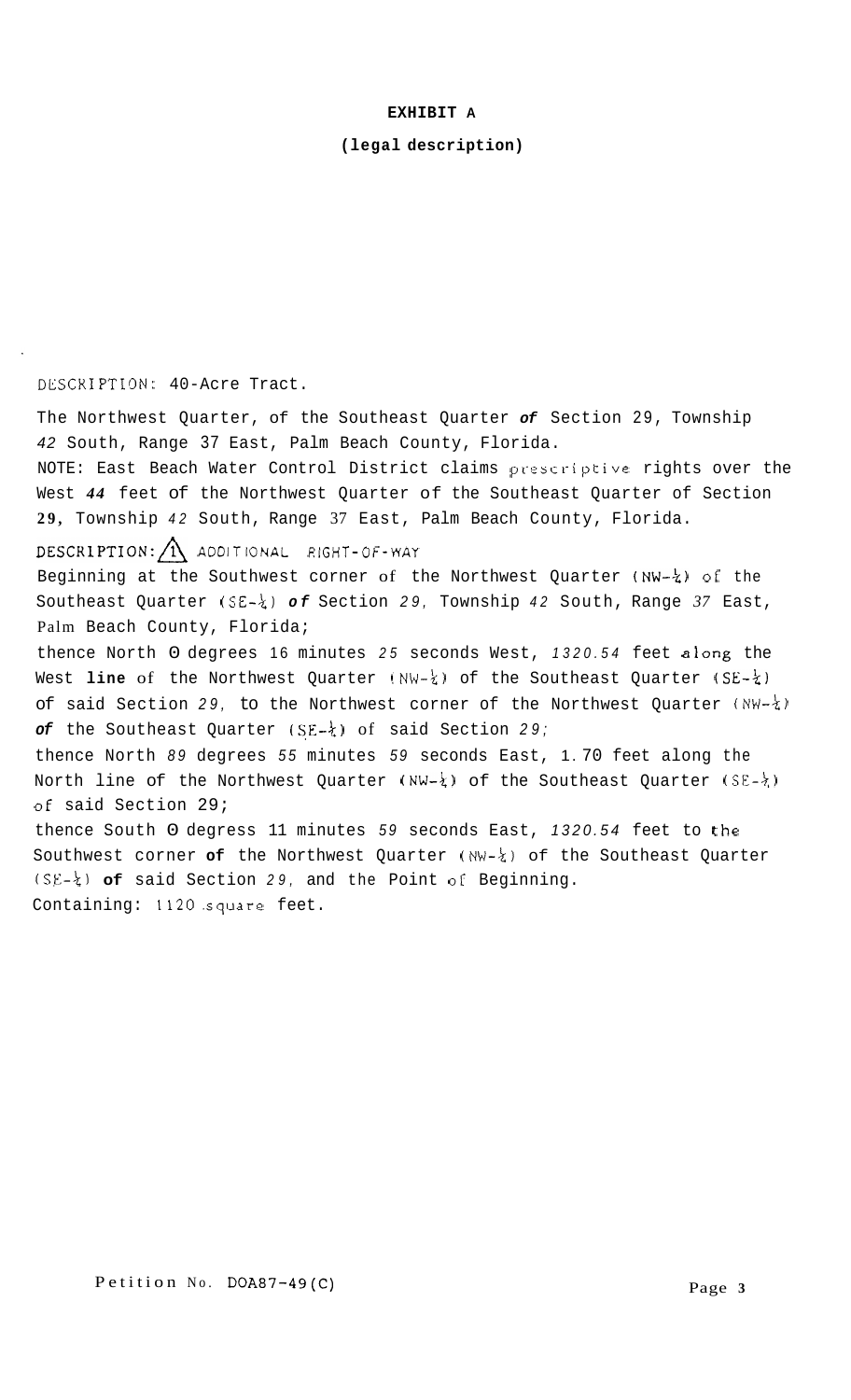**EXHIBIT A**

**(legal description)**

DESCRIPTION: 40-Acre Tract.

The Northwest Quarter, of the Southeast Quarter ***of*** Section 29, Township *42* South, Range 37 East, Palm Beach County, Florida.
NOTE: East Beach Water Control District claims prescriptive rights over the West ***44*** feet of the Northwest Quarter of the Southeast Quarter of Section **29,** Township *42* South, Range 37 East, Palm Beach County, Florida.

DESCRIPTION: 1 ADDITIONAL RIGHT-OF-WAY
Beginning at the Southwest corner of the Northwest Quarter (NW-¼) of the Southeast Quarter (SE-¼) ***of*** Section *29*, Township *42* South, Range *37* East, Palm Beach County, Florida;
thence North 0 degrees 16 minutes *25* seconds West, *1320.54* feet along the West **line** of the Northwest Quarter (NW-¼) of the Southeast Quarter (SE-¼) of said Section *29*, to the Northwest corner of the Northwest Quarter (NW-¼) ***of*** the Southeast Quarter (SE-¼) of said Section *29*;
thence North *89* degrees *55* minutes *59* seconds East, 1.70 feet along the North line of the Northwest Quarter (NW-¼) of the Southeast Quarter (SE-¼) of said Section 29;
thence South 0 degress 11 minutes *59* seconds East, *1320.54* feet to the Southwest corner **of** the Northwest Quarter (NW-¼) of the Southeast Quarter (SE-¼) **of** said Section *29*, and the Point of Beginning.
Containing: 1120 square feet.

Petition No. DOA87-49(C)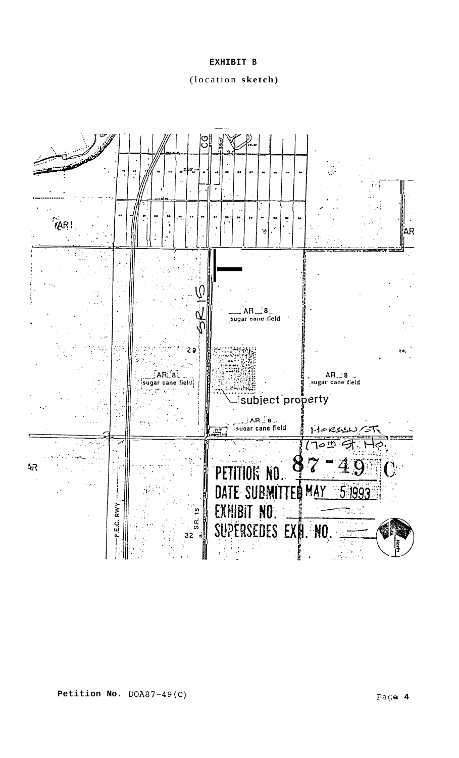**EXHIBIT B**

(location **sketch)**

AR

AR

SR 15

AR 8
sugar cane field

29

28.

AR 8
sugar cane field

AR 8
sugar cane field

subject property

AR 8
sugar cane field

MORGAN ST.
(70th St. No.)

AR

PETITION NO. 87-49 C

DATE SUBMITTED MAY 5 1993

EXHIBIT NO.

SUPERSEDES EXH. NO.

F.E.C. RWY.

S.R. 15

32

North

**Petition No.** DOA87-49(C)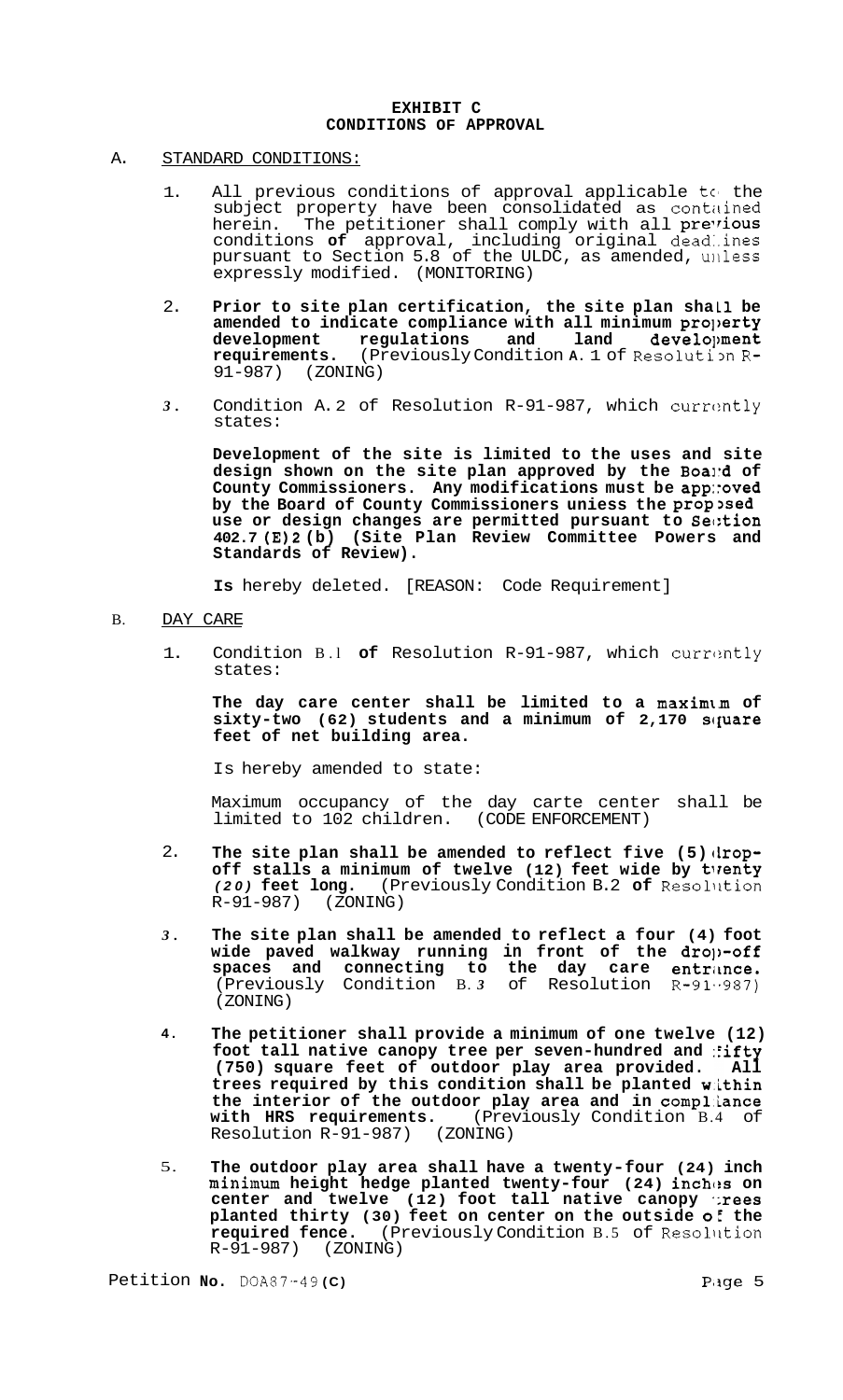# EXHIBIT C
## CONDITIONS OF APPROVAL

A. STANDARD CONDITIONS:

1. All previous conditions of approval applicable to the subject property have been consolidated as contained herein. The petitioner shall comply with all previous conditions of approval, including original deadlines pursuant to Section 5.8 of the ULDC, as amended, unless expressly modified. (MONITORING)

2. **Prior to site plan certification, the site plan shall be amended to indicate compliance with all minimum property development regulations and land development requirements.** (Previously Condition A.1 of Resolution R-91-987) (ZONING)

3. Condition A.2 of Resolution R-91-987, which currently states:

   **Development of the site is limited to the uses and site design shown on the site plan approved by the Board of County Commissioners. Any modifications must be approved by the Board of County Commissioners unless the proposed use or design changes are permitted pursuant to Section 402.7(E)2(b) (Site Plan Review Committee Powers and Standards of Review).**

   **Is** hereby deleted. [REASON: Code Requirement]

B. DAY CARE

1. Condition B.1 of Resolution R-91-987, which currently states:

   **The day care center shall be limited to a maximum of sixty-two (62) students and a minimum of 2,170 square feet of net building area.**

   Is hereby amended to state:

   Maximum occupancy of the day carte center shall be limited to 102 children. (CODE ENFORCEMENT)

2. **The site plan shall be amended to reflect five (5) drop-off stalls a minimum of twelve (12) feet wide by twenty (20) feet long.** (Previously Condition B.2 of Resolution R-91-987) (ZONING)

3. **The site plan shall be amended to reflect a four (4) foot wide paved walkway running in front of the drop-off spaces and connecting to the day care entrance.** (Previously Condition B.3 of Resolution R-91-987) (ZONING)

4. **The petitioner shall provide a minimum of one twelve (12) foot tall native canopy tree per seven-hundred and fifty (750) square feet of outdoor play area provided. All trees required by this condition shall be planted within the interior of the outdoor play area and in compliance with HRS requirements.** (Previously Condition B.4 of Resolution R-91-987) (ZONING)

5. **The outdoor play area shall have a twenty-four (24) inch minimum height hedge planted twenty-four (24) inches on center and twelve (12) foot tall native canopy trees planted thirty (30) feet on center on the outside of the required fence.** (Previously Condition B.5 of Resolution R-91-987) (ZONING)

Petition No. DOA87-49(C)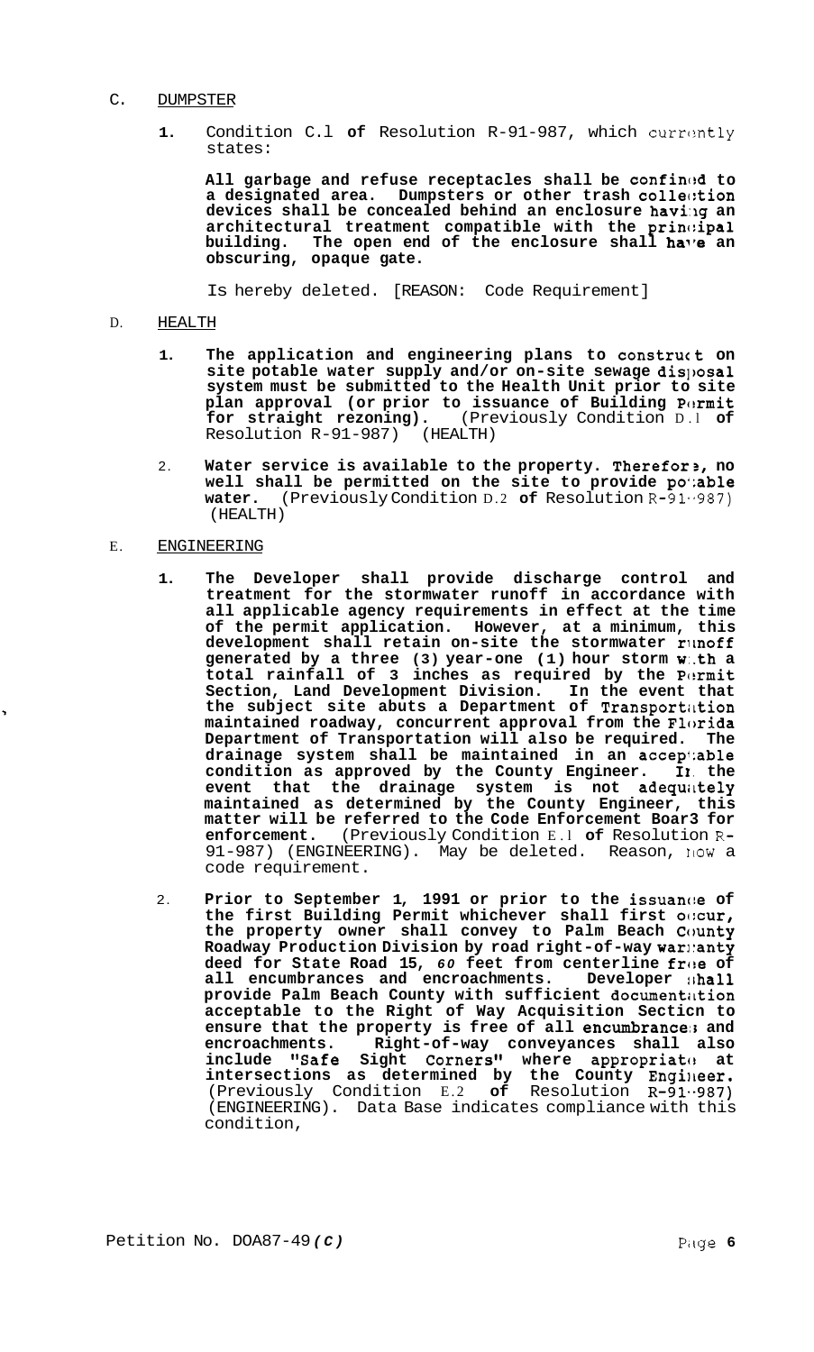C. DUMPSTER

1. Condition C.1 **of** Resolution R-91-987, which currently states:

   **All garbage and refuse receptacles shall be confined to a designated area. Dumpsters or other trash collection devices shall be concealed behind an enclosure having an architectural treatment compatible with the principal building. The open end of the enclosure shall have an obscuring, opaque gate.**

   Is hereby deleted. [REASON: Code Requirement]

D. HEALTH

1. **The application and engineering plans to construct on site potable water supply and/or on-site sewage disposal system must be submitted to the Health Unit prior to site plan approval (or prior to issuance of Building Permit for straight rezoning).** (Previously Condition D.1 **of** Resolution R-91-987) (HEALTH)

2. **Water service is available to the property. Therefore, no well shall be permitted on the site to provide potable water.** (Previously Condition D.2 **of** Resolution R-91-987) (HEALTH)

E. ENGINEERING

1. **The Developer shall provide discharge control and treatment for the stormwater runoff in accordance with all applicable agency requirements in effect at the time of the permit application. However, at a minimum, this development shall retain on-site the stormwater runoff generated by a three (3) year-one (1) hour storm with a total rainfall of 3 inches as required by the Permit Section, Land Development Division. In the event that the subject site abuts a Department of Transportation maintained roadway, concurrent approval from the Florida Department of Transportation will also be required. The drainage system shall be maintained in an acceptable condition as approved by the County Engineer. In the event that the drainage system is not adequately maintained as determined by the County Engineer, this matter will be referred to the Code Enforcement Board for enforcement.** (Previously Condition E.1 **of** Resolution R-91-987) (ENGINEERING). May be deleted. Reason, now a code requirement.

2. **Prior to September 1, 1991 or prior to the issuance of the first Building Permit whichever shall first occur, the property owner shall convey to Palm Beach County Roadway Production Division by road right-of-way warranty deed for State Road 15, *60* feet from centerline free of all encumbrances and encroachments. Developer shall provide Palm Beach County with sufficient documentation acceptable to the Right of Way Acquisition Section to ensure that the property is free of all encumbrances and encroachments. Right-of-way conveyances shall also include "Safe Sight Corners" where appropriate at intersections as determined by the County Engineer.** (Previously Condition E.2 **of** Resolution R-91-987) (ENGINEERING). Data Base indicates compliance with this condition,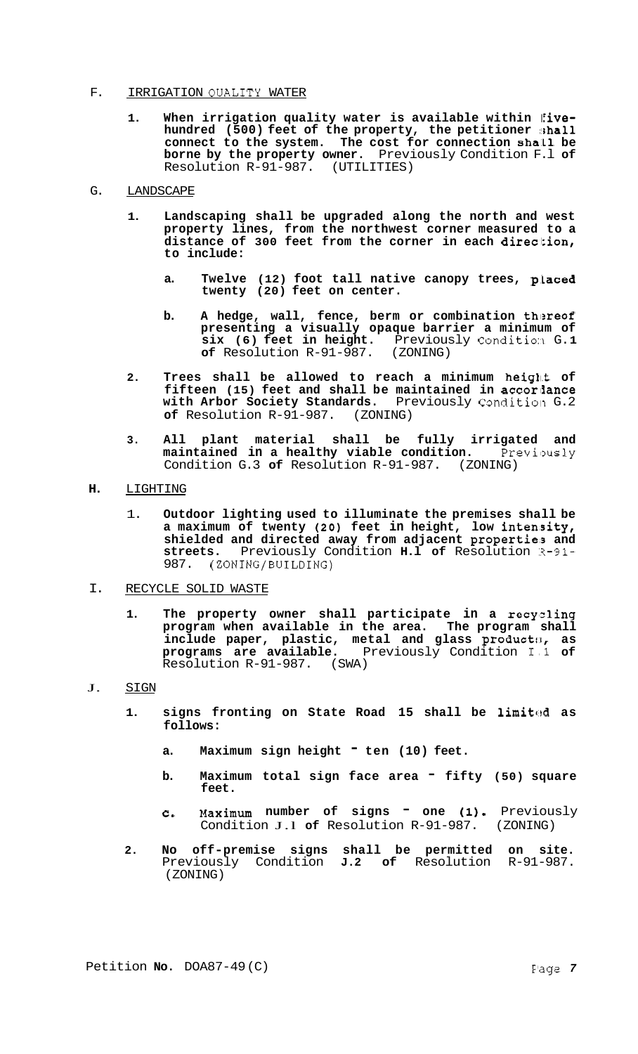F. <u>IRRIGATION QUALITY WATER</u>

1. **When irrigation quality water is available within five-hundred (500) feet of the property, the petitioner shall connect to the system. The cost for connection shall be borne by the property owner.** Previously Condition F.1 **of** Resolution R-91-987. (UTILITIES)

G. <u>LANDSCAPE</u>

1. **Landscaping shall be upgraded along the north and west property lines, from the northwest corner measured to a distance of 300 feet from the corner in each direction, to include:**

   a. **Twelve (12) foot tall native canopy trees, placed twenty (20) feet on center.**

   b. **A hedge, wall, fence, berm or combination thereof presenting a visually opaque barrier a minimum of six (6) feet in height.** Previously Condition G.**1 of** Resolution R-91-987. (ZONING)

2. **Trees shall be allowed to reach a minimum height of fifteen (15) feet and shall be maintained in accordance with Arbor Society Standards.** Previously Condition G.2 **of** Resolution R-91-987. (ZONING)

3. **All plant material shall be fully irrigated and maintained in a healthy viable condition.** Previously Condition G.3 **of** Resolution R-91-987. (ZONING)

**H.** <u>LIGHTING</u>

1. **Outdoor lighting used to illuminate the premises shall be a maximum of twenty (20) feet in height, low intensity, shielded and directed away from adjacent properties and streets.** Previously Condition **H.1 of** Resolution R-91-987. (ZONING/BUILDING)

I. <u>RECYCLE SOLID WASTE</u>

1. **The property owner shall participate in a recycling program when available in the area. The program shall include paper, plastic, metal and glass products, as programs are available.** Previously Condition I.1 **of** Resolution R-91-987. (SWA)

J. <u>SIGN</u>

1. **signs fronting on State Road 15 shall be limited as follows:**

   a. **Maximum sign height - ten (10) feet.**

   b. **Maximum total sign face area - fifty (50) square feet.**

   c. **Maximum number of signs - one (1).** Previously Condition J.1 **of** Resolution R-91-987. (ZONING)

2. **No off-premise signs shall be permitted on site.** Previously Condition **J.2 of** Resolution R-91-987. (ZONING)

Petition **No.** DOA87-49(C)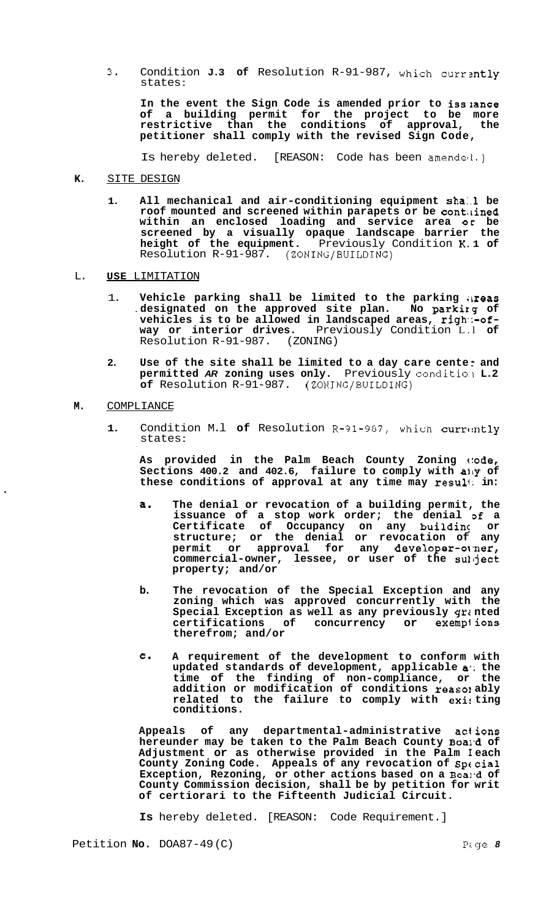3. Condition **J.3 of** Resolution R-91-987, which currently states:

**In the event the Sign Code is amended prior to issuance of a building permit for the project to be more restrictive than the conditions of approval, the petitioner shall comply with the revised Sign Code,**

Is hereby deleted. [REASON: Code has been amended.]

**K.** SITE DESIGN

1. **All mechanical and air-conditioning equipment shall be roof mounted and screened within parapets or be contained within an enclosed loading and service area or be screened by a visually opaque landscape barrier the height of the equipment.** Previously Condition **K.1 of** Resolution R-91-987. (ZONING/BUILDING)

L. **USE** LIMITATION

1. **Vehicle parking shall be limited to the parking areas designated on the approved site plan. No parking of vehicles is to be allowed in landscaped areas, right-of-way or interior drives.** Previously Condition L.1 **of** Resolution R-91-987. (ZONING)

2. **Use of the site shall be limited to a day care center and permitted *AR* zoning uses only.** Previously condition **L.2 of** Resolution R-91-987. (ZONING/BUILDING)

**M.** COMPLIANCE

1. Condition M.1 **of** Resolution R-91-987, which currently states:

**As provided in the Palm Beach County Zoning Code, Sections 400.2 and 402.6, failure to comply with any of these conditions of approval at any time may result in:**

   **a. The denial or revocation of a building permit, the issuance of a stop work order; the denial of a Certificate of Occupancy on any building or structure; or the denial or revocation of any permit or approval for any developer-owner, commercial-owner, lessee, or user of the subject property; and/or**

   **b. The revocation of the Special Exception and any zoning which was approved concurrently with the Special Exception as well as any previously granted certifications of concurrency or exemptions therefrom; and/or**

   **c. A requirement of the development to conform with updated standards of development, applicable at the time of the finding of non-compliance, or the addition or modification of conditions reasonably related to the failure to comply with existing conditions.**

**Appeals of any departmental-administrative actions hereunder may be taken to the Palm Beach County Board of Adjustment or as otherwise provided in the Palm Beach County Zoning Code. Appeals of any revocation of Special Exception, Rezoning, or other actions based on a Board of County Commission decision, shall be by petition for writ of certiorari to the Fifteenth Judicial Circuit.**

**Is** hereby deleted. [REASON: Code Requirement.]

Petition **No.** DOA87-49(C)